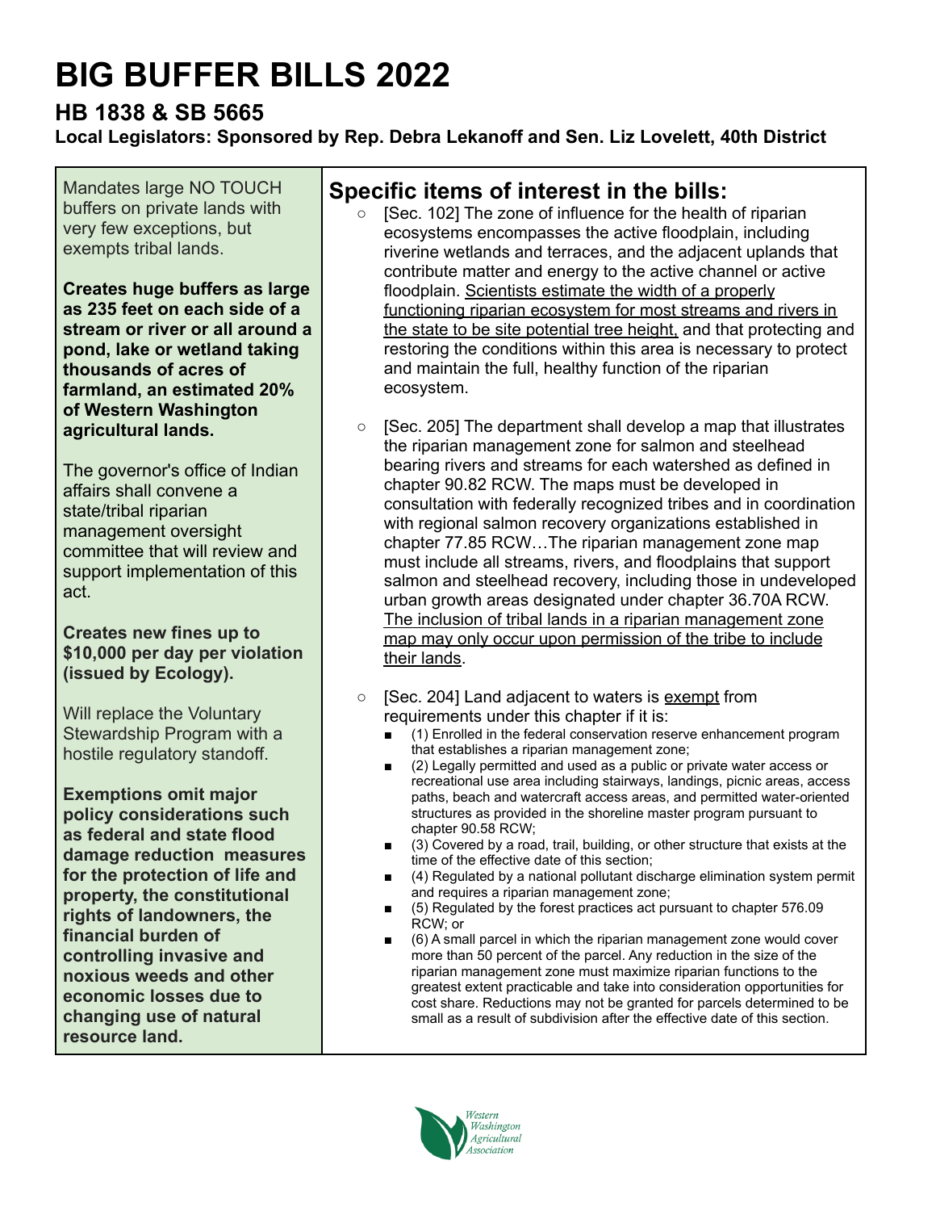# BIG BUFFER BILLS 2022

## HB 1838 & SB 5665

**Local Legislators: Sponsored by Rep. Debra Lekanoff and Sen. Liz Lovelett, 40th District**

Mandates large NO TOUCH buffers on private lands with very few exceptions, but exempts tribal lands.

**Creates huge buffers as large as 235 feet on each side of a stream or river or all around a pond, lake or wetland taking thousands of acres of farmland, an estimated 20% of Western Washington agricultural lands.**

The governor's office of Indian affairs shall convene a state/tribal riparian management oversight committee that will review and support implementation of this act.

**Creates new fines up to $10,000 per day per violation (issued by Ecology).**

Will replace the Voluntary Stewardship Program with a hostile regulatory standoff.

**Exemptions omit major policy considerations such as federal and state flood damage reduction measures for the protection of life and property, the constitutional rights of landowners, the financial burden of controlling invasive and noxious weeds and other economic losses due to changing use of natural resource land.**

## Specific items of interest in the bills:

- [Sec. 102] The zone of influence for the health of riparian ecosystems encompasses the active floodplain, including riverine wetlands and terraces, and the adjacent uplands that contribute matter and energy to the active channel or active floodplain. <u>Scientists estimate the width of a properly functioning riparian ecosystem for most streams and rivers in the state to be site potential tree height,</u> and that protecting and restoring the conditions within this area is necessary to protect and maintain the full, healthy function of the riparian ecosystem.
- [Sec. 205] The department shall develop a map that illustrates the riparian management zone for salmon and steelhead bearing rivers and streams for each watershed as defined in chapter 90.82 RCW. The maps must be developed in consultation with federally recognized tribes and in coordination with regional salmon recovery organizations established in chapter 77.85 RCW…The riparian management zone map must include all streams, rivers, and floodplains that support salmon and steelhead recovery, including those in undeveloped urban growth areas designated under chapter 36.70A RCW. <u>The inclusion of tribal lands in a riparian management zone map may only occur upon permission of the tribe to include their lands</u>.
- [Sec. 204] Land adjacent to waters is <u>exempt</u> from requirements under this chapter if it is:
  - (1) Enrolled in the federal conservation reserve enhancement program that establishes a riparian management zone;
  - (2) Legally permitted and used as a public or private water access or recreational use area including stairways, landings, picnic areas, access paths, beach and watercraft access areas, and permitted water-oriented structures as provided in the shoreline master program pursuant to chapter 90.58 RCW;
  - (3) Covered by a road, trail, building, or other structure that exists at the time of the effective date of this section;
  - (4) Regulated by a national pollutant discharge elimination system permit and requires a riparian management zone;
  - (5) Regulated by the forest practices act pursuant to chapter 576.09 RCW; or
  - (6) A small parcel in which the riparian management zone would cover more than 50 percent of the parcel. Any reduction in the size of the riparian management zone must maximize riparian functions to the greatest extent practicable and take into consideration opportunities for cost share. Reductions may not be granted for parcels determined to be small as a result of subdivision after the effective date of this section.

Western Washington Agricultural Association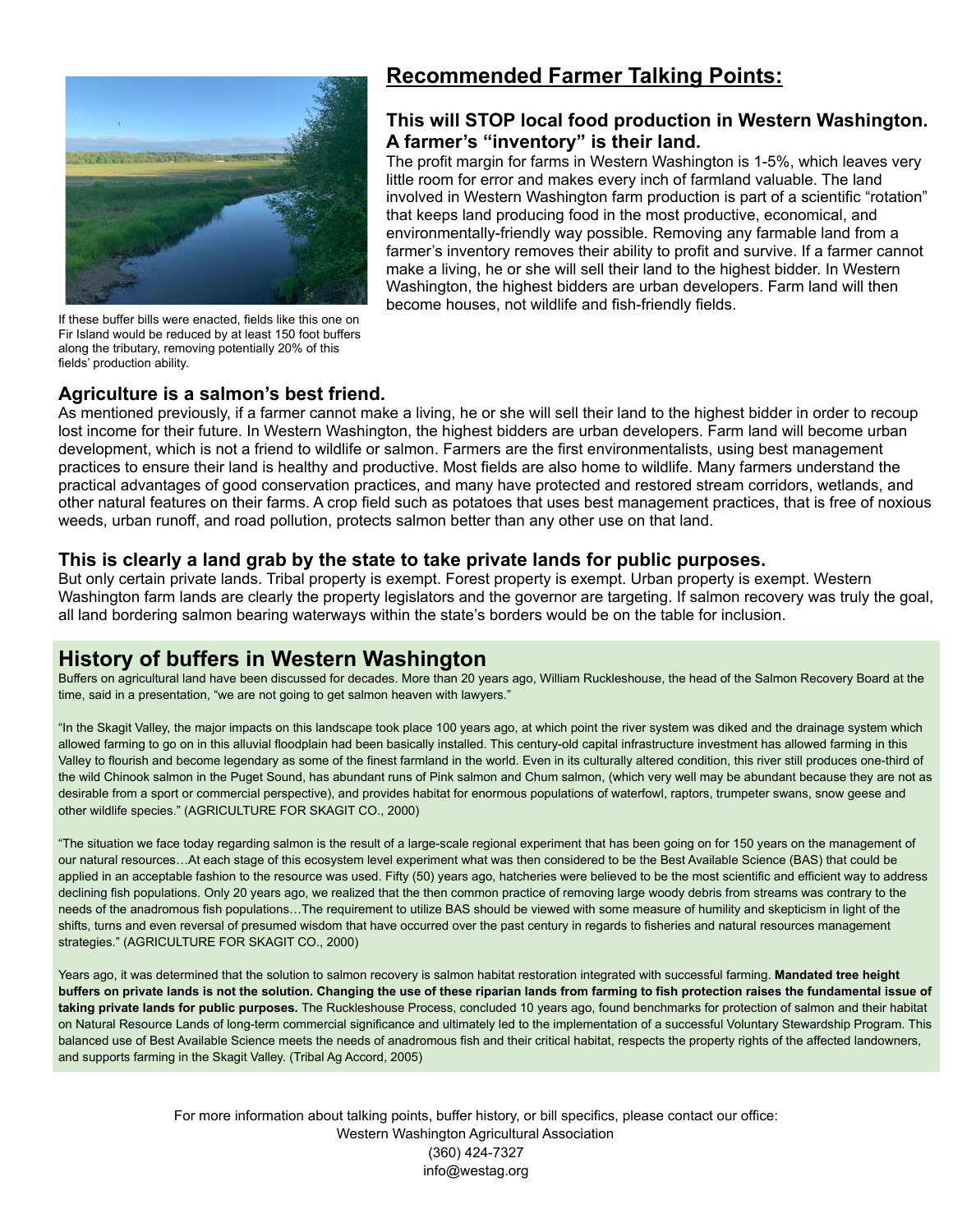If these buffer bills were enacted, fields like this one on Fir Island would be reduced by at least 150 foot buffers along the tributary, removing potentially 20% of this fields' production ability.

## Recommended Farmer Talking Points:

### This will STOP local food production in Western Washington. A farmer's "inventory" is their land.

The profit margin for farms in Western Washington is 1-5%, which leaves very little room for error and makes every inch of farmland valuable. The land involved in Western Washington farm production is part of a scientific "rotation" that keeps land producing food in the most productive, economical, and environmentally-friendly way possible. Removing any farmable land from a farmer's inventory removes their ability to profit and survive. If a farmer cannot make a living, he or she will sell their land to the highest bidder. In Western Washington, the highest bidders are urban developers. Farm land will then become houses, not wildlife and fish-friendly fields.

### Agriculture is a salmon's best friend.

As mentioned previously, if a farmer cannot make a living, he or she will sell their land to the highest bidder in order to recoup lost income for their future. In Western Washington, the highest bidders are urban developers. Farm land will become urban development, which is not a friend to wildlife or salmon. Farmers are the first environmentalists, using best management practices to ensure their land is healthy and productive. Most fields are also home to wildlife. Many farmers understand the practical advantages of good conservation practices, and many have protected and restored stream corridors, wetlands, and other natural features on their farms. A crop field such as potatoes that uses best management practices, that is free of noxious weeds, urban runoff, and road pollution, protects salmon better than any other use on that land.

### This is clearly a land grab by the state to take private lands for public purposes.

But only certain private lands. Tribal property is exempt. Forest property is exempt. Urban property is exempt. Western Washington farm lands are clearly the property legislators and the governor are targeting. If salmon recovery was truly the goal, all land bordering salmon bearing waterways within the state's borders would be on the table for inclusion.

## History of buffers in Western Washington

Buffers on agricultural land have been discussed for decades. More than 20 years ago, William Ruckleshouse, the head of the Salmon Recovery Board at the time, said in a presentation, "we are not going to get salmon heaven with lawyers."

"In the Skagit Valley, the major impacts on this landscape took place 100 years ago, at which point the river system was diked and the drainage system which allowed farming to go on in this alluvial floodplain had been basically installed. This century-old capital infrastructure investment has allowed farming in this Valley to flourish and become legendary as some of the finest farmland in the world. Even in its culturally altered condition, this river still produces one-third of the wild Chinook salmon in the Puget Sound, has abundant runs of Pink salmon and Chum salmon, (which very well may be abundant because they are not as desirable from a sport or commercial perspective), and provides habitat for enormous populations of waterfowl, raptors, trumpeter swans, snow geese and other wildlife species." (AGRICULTURE FOR SKAGIT CO., 2000)

"The situation we face today regarding salmon is the result of a large-scale regional experiment that has been going on for 150 years on the management of our natural resources…At each stage of this ecosystem level experiment what was then considered to be the Best Available Science (BAS) that could be applied in an acceptable fashion to the resource was used. Fifty (50) years ago, hatcheries were believed to be the most scientific and efficient way to address declining fish populations. Only 20 years ago, we realized that the then common practice of removing large woody debris from streams was contrary to the needs of the anadromous fish populations…The requirement to utilize BAS should be viewed with some measure of humility and skepticism in light of the shifts, turns and even reversal of presumed wisdom that have occurred over the past century in regards to fisheries and natural resources management strategies." (AGRICULTURE FOR SKAGIT CO., 2000)

Years ago, it was determined that the solution to salmon recovery is salmon habitat restoration integrated with successful farming. **Mandated tree height buffers on private lands is not the solution. Changing the use of these riparian lands from farming to fish protection raises the fundamental issue of taking private lands for public purposes.** The Ruckleshouse Process, concluded 10 years ago, found benchmarks for protection of salmon and their habitat on Natural Resource Lands of long-term commercial significance and ultimately led to the implementation of a successful Voluntary Stewardship Program. This balanced use of Best Available Science meets the needs of anadromous fish and their critical habitat, respects the property rights of the affected landowners, and supports farming in the Skagit Valley. (Tribal Ag Accord, 2005)

For more information about talking points, buffer history, or bill specifics, please contact our office:
Western Washington Agricultural Association
(360) 424-7327
info@westag.org